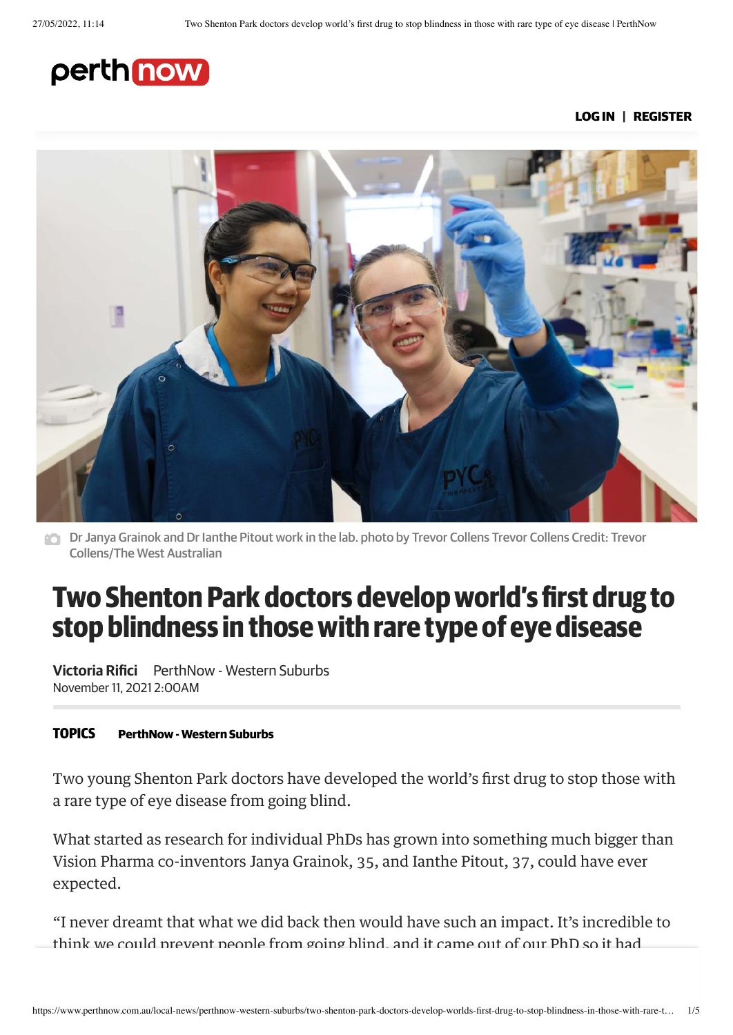perth now

**LOG IN** | **REGISTER**

Dr Janya Grainok and Dr Ianthe Pitout work in the lab. photo by Trevor Collens Trevor Collens Credit: Trevor Collens/The West Australian

# Two Shenton Park doctors develop world's first drug to stop blindness in those with rare type of eye disease

**Victoria Rifici** PerthNow - Western Suburbs
November 11, 2021 2:00AM

**TOPICS** **PerthNow - Western Suburbs**

Two young Shenton Park doctors have developed the world's first drug to stop those with a rare type of eye disease from going blind.

What started as research for individual PhDs has grown into something much bigger than Vision Pharma co-inventors Janya Grainok, 35, and Ianthe Pitout, 37, could have ever expected.

"I never dreamt that what we did back then would have such an impact. It's incredible to think we could prevent people from going blind, and it came out of our PhD so it had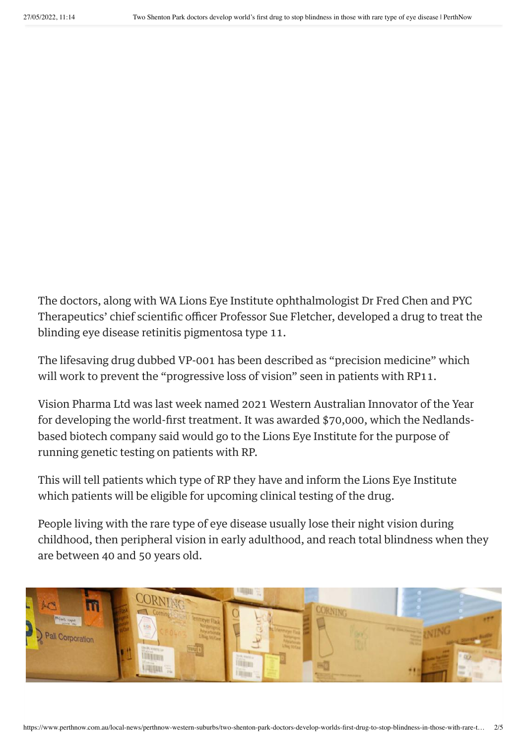The doctors, along with WA Lions Eye Institute ophthalmologist Dr Fred Chen and PYC Therapeutics' chief scientific officer Professor Sue Fletcher, developed a drug to treat the blinding eye disease retinitis pigmentosa type 11.

The lifesaving drug dubbed VP-001 has been described as "precision medicine" which will work to prevent the "progressive loss of vision" seen in patients with RP11.

Vision Pharma Ltd was last week named 2021 Western Australian Innovator of the Year for developing the world-first treatment. It was awarded $70,000, which the Nedlands-based biotech company said would go to the Lions Eye Institute for the purpose of running genetic testing on patients with RP.

This will tell patients which type of RP they have and inform the Lions Eye Institute which patients will be eligible for upcoming clinical testing of the drug.

People living with the rare type of eye disease usually lose their night vision during childhood, then peripheral vision in early adulthood, and reach total blindness when they are between 40 and 50 years old.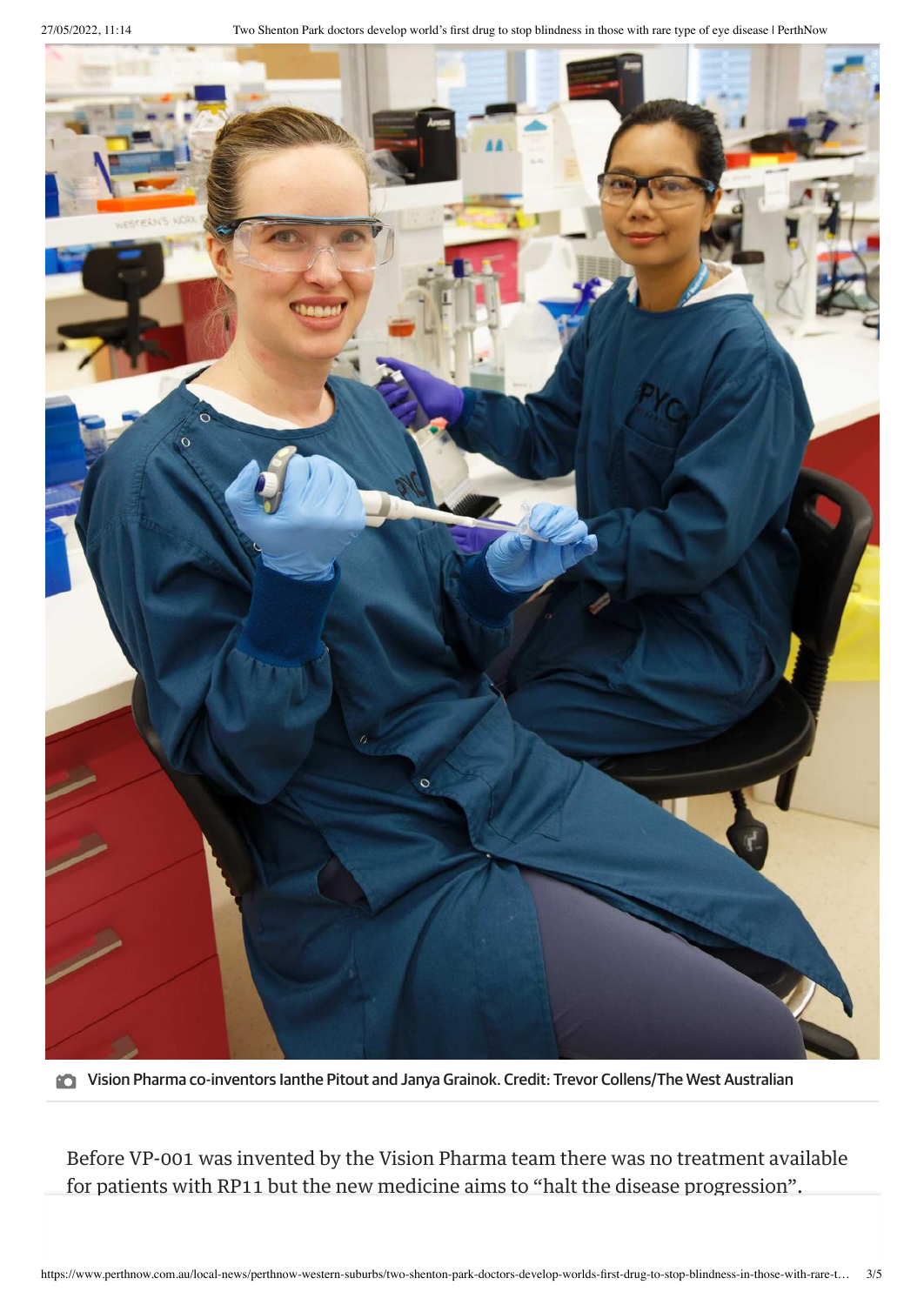Vision Pharma co-inventors Ianthe Pitout and Janya Grainok. Credit: Trevor Collens/The West Australian

Before VP-001 was invented by the Vision Pharma team there was no treatment available for patients with RP11 but the new medicine aims to "halt the disease progression".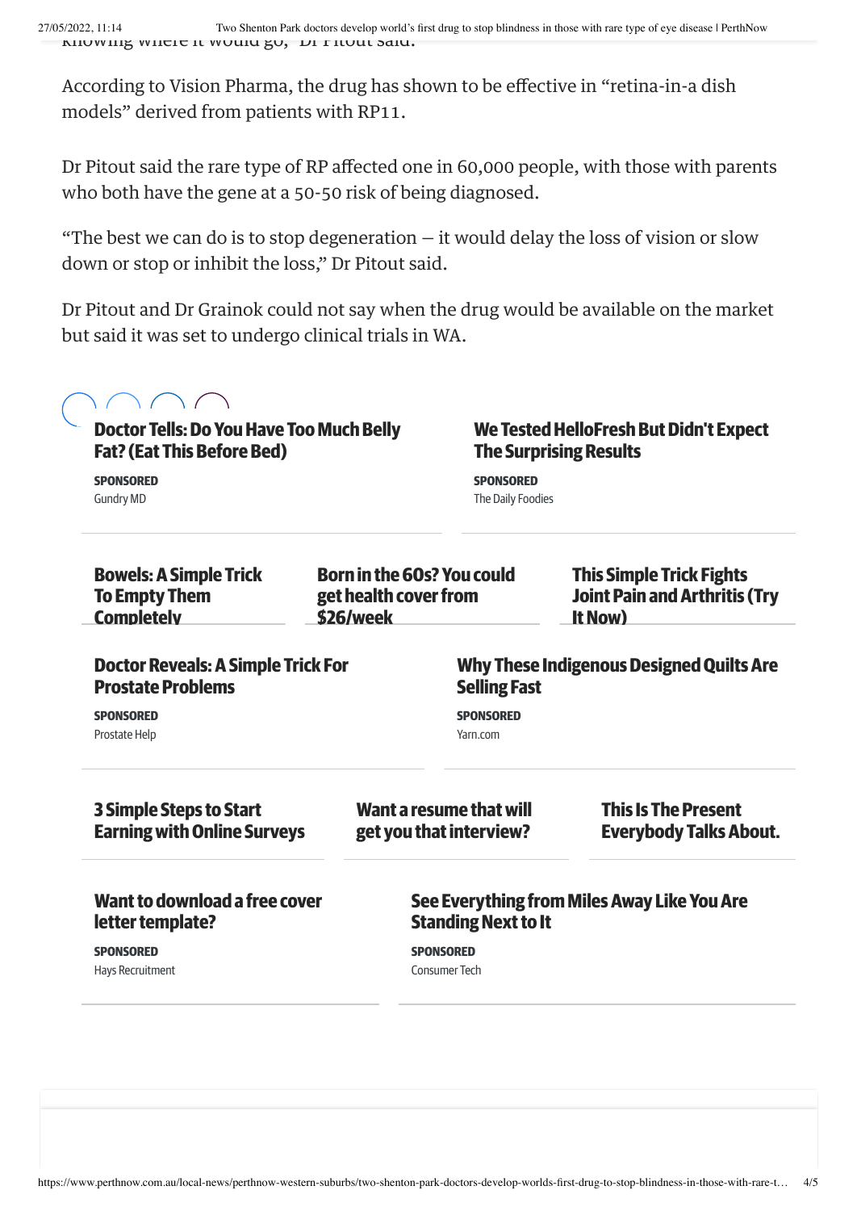knowing where it would go," Dr Pitout said.

According to Vision Pharma, the drug has shown to be effective in "retina-in-a dish models" derived from patients with RP11.

Dr Pitout said the rare type of RP affected one in 60,000 people, with those with parents who both have the gene at a 50-50 risk of being diagnosed.

"The best we can do is to stop degeneration — it would delay the loss of vision or slow down or stop or inhibit the loss," Dr Pitout said.

Dr Pitout and Dr Grainok could not say when the drug would be available on the market but said it was set to undergo clinical trials in WA.

**Doctor Tells: Do You Have Too Much Belly Fat? (Eat This Before Bed)**
SPONSORED
Gundry MD

**We Tested HelloFresh But Didn't Expect The Surprising Results**
SPONSORED
The Daily Foodies

**Bowels: A Simple Trick To Empty Them Completely**

**Born in the 60s? You could get health cover from $26/week**

**This Simple Trick Fights Joint Pain and Arthritis (Try It Now)**

**Doctor Reveals: A Simple Trick For Prostate Problems**
SPONSORED
Prostate Help

**Why These Indigenous Designed Quilts Are Selling Fast**
SPONSORED
Yarn.com

**3 Simple Steps to Start Earning with Online Surveys**

**Want a resume that will get you that interview?**

**This Is The Present Everybody Talks About.**

**Want to download a free cover letter template?**
SPONSORED
Hays Recruitment

**See Everything from Miles Away Like You Are Standing Next to It**
SPONSORED
Consumer Tech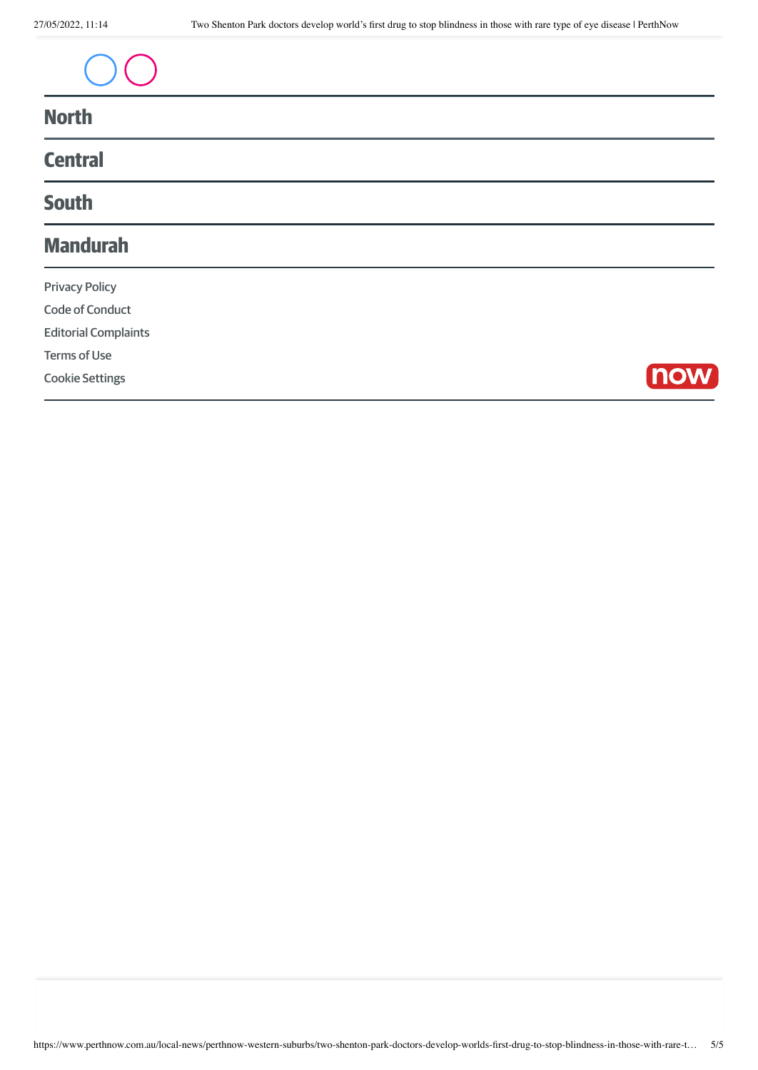## North

## Central

## South

## Mandurah

Privacy Policy

Code of Conduct

Editorial Complaints

Terms of Use

Cookie Settings

now